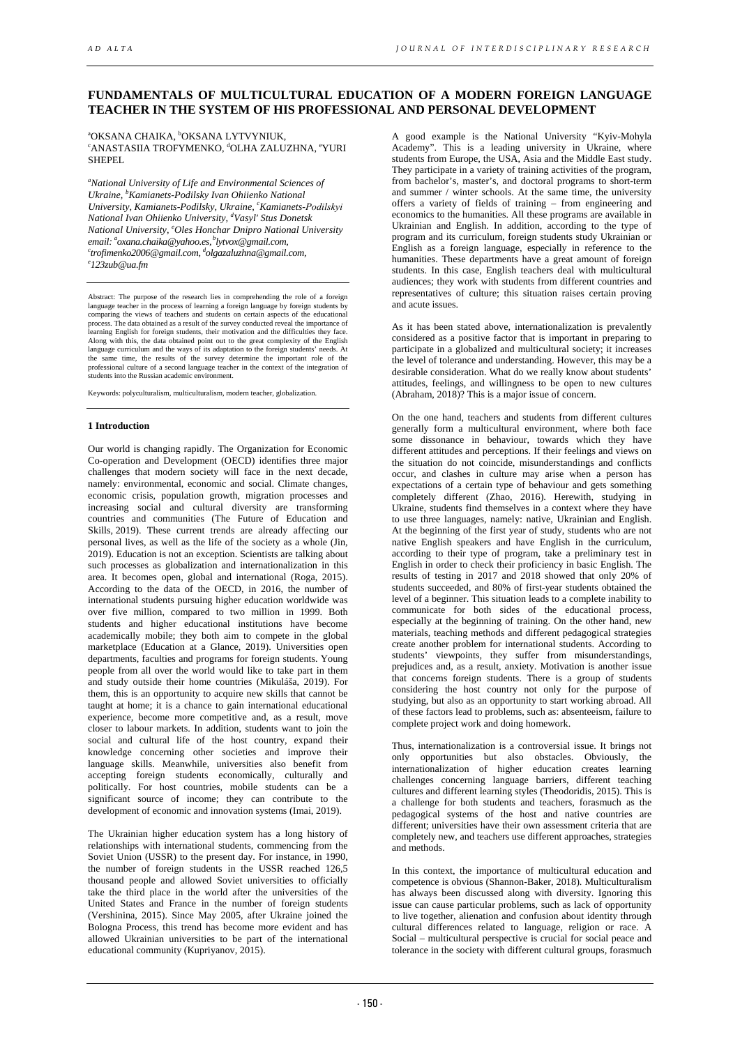# FUNDAMENTALS OF MULTICULTURAL EDUCATION OF A MODERN FOREIGN LANGUAGE TEACHER IN THE SYSTEM OF HIS PROFESSIONAL AND PERSONAL DEVELOPMENT

[a]OKSANA CHAIKA, [b]OKSANA LYTVYNIUK, [c]ANASTASIIA TROFYMENKO, [d]OLHA ZALUZHNA, [e]YURI SHEPEL

*[a]National University of Life and Environmental Sciences of Ukraine, [b]Kamianets-Podilsky Ivan Ohiienko National University, Kamianets-Podilsky, Ukraine, [c]Kamianets-Podilskyi National Ivan Ohiienko University, [d]Vasyl' Stus Donetsk National University, [e]Oles Honchar Dnipro National University*
*email: [a]oxana.chaika@yahoo.es, [b]lytvox@gmail.com, [c]trofimenko2006@gmail.com, [d]olgazaluzhna@gmail.com, [e]123zub@ua.fm*

Abstract: The purpose of the research lies in comprehending the role of a foreign language teacher in the process of learning a foreign language by foreign students by comparing the views of teachers and students on certain aspects of the educational process. The data obtained as a result of the survey conducted reveal the importance of learning English for foreign students, their motivation and the difficulties they face. Along with this, the data obtained point out to the great complexity of the English language curriculum and the ways of its adaptation to the foreign students' needs. At the same time, the results of the survey determine the important role of the professional culture of a second language teacher in the context of the integration of students into the Russian academic environment.

Keywords: polyculturalism, multiculturalism, modern teacher, globalization.

## 1 Introduction

Our world is changing rapidly. The Organization for Economic Co-operation and Development (OECD) identifies three major challenges that modern society will face in the next decade, namely: environmental, economic and social. Climate changes, economic crisis, population growth, migration processes and increasing social and cultural diversity are transforming countries and communities (The Future of Education and Skills, 2019). These current trends are already affecting our personal lives, as well as the life of the society as a whole (Jin, 2019). Education is not an exception. Scientists are talking about such processes as globalization and internationalization in this area. It becomes open, global and international (Roga, 2015). According to the data of the OECD, in 2016, the number of international students pursuing higher education worldwide was over five million, compared to two million in 1999. Both students and higher educational institutions have become academically mobile; they both aim to compete in the global marketplace (Education at a Glance, 2019). Universities open departments, faculties and programs for foreign students. Young people from all over the world would like to take part in them and study outside their home countries (Mikuláša, 2019). For them, this is an opportunity to acquire new skills that cannot be taught at home; it is a chance to gain international educational experience, become more competitive and, as a result, move closer to labour markets. In addition, students want to join the social and cultural life of the host country, expand their knowledge concerning other societies and improve their language skills. Meanwhile, universities also benefit from accepting foreign students economically, culturally and politically. For host countries, mobile students can be a significant source of income; they can contribute to the development of economic and innovation systems (Imai, 2019).

The Ukrainian higher education system has a long history of relationships with international students, commencing from the Soviet Union (USSR) to the present day. For instance, in 1990, the number of foreign students in the USSR reached 126,5 thousand people and allowed Soviet universities to officially take the third place in the world after the universities of the United States and France in the number of foreign students (Vershinina, 2015). Since May 2005, after Ukraine joined the Bologna Process, this trend has become more evident and has allowed Ukrainian universities to be part of the international educational community (Kupriyanov, 2015).

A good example is the National University "Kyiv-Mohyla Academy". This is a leading university in Ukraine, where students from Europe, the USA, Asia and the Middle East study. They participate in a variety of training activities of the program, from bachelor's, master's, and doctoral programs to short-term and summer / winter schools. At the same time, the university offers a variety of fields of training – from engineering and economics to the humanities. All these programs are available in Ukrainian and English. In addition, according to the type of program and its curriculum, foreign students study Ukrainian or English as a foreign language, especially in reference to the humanities. These departments have a great amount of foreign students. In this case, English teachers deal with multicultural audiences; they work with students from different countries and representatives of culture; this situation raises certain proving and acute issues.

As it has been stated above, internationalization is prevalently considered as a positive factor that is important in preparing to participate in a globalized and multicultural society; it increases the level of tolerance and understanding. However, this may be a desirable consideration. What do we really know about students' attitudes, feelings, and willingness to be open to new cultures (Abraham, 2018)? This is a major issue of concern.

On the one hand, teachers and students from different cultures generally form a multicultural environment, where both face some dissonance in behaviour, towards which they have different attitudes and perceptions. If their feelings and views on the situation do not coincide, misunderstandings and conflicts occur, and clashes in culture may arise when a person has expectations of a certain type of behaviour and gets something completely different (Zhao, 2016). Herewith, studying in Ukraine, students find themselves in a context where they have to use three languages, namely: native, Ukrainian and English. At the beginning of the first year of study, students who are not native English speakers and have English in the curriculum, according to their type of program, take a preliminary test in English in order to check their proficiency in basic English. The results of testing in 2017 and 2018 showed that only 20% of students succeeded, and 80% of first-year students obtained the level of a beginner. This situation leads to a complete inability to communicate for both sides of the educational process, especially at the beginning of training. On the other hand, new materials, teaching methods and different pedagogical strategies create another problem for international students. According to students' viewpoints, they suffer from misunderstandings, prejudices and, as a result, anxiety. Motivation is another issue that concerns foreign students. There is a group of students considering the host country not only for the purpose of studying, but also as an opportunity to start working abroad. All of these factors lead to problems, such as: absenteeism, failure to complete project work and doing homework.

Thus, internationalization is a controversial issue. It brings not only opportunities but also obstacles. Obviously, the internationalization of higher education creates learning challenges concerning language barriers, different teaching cultures and different learning styles (Theodoridis, 2015). This is a challenge for both students and teachers, forasmuch as the pedagogical systems of the host and native countries are different; universities have their own assessment criteria that are completely new, and teachers use different approaches, strategies and methods.

In this context, the importance of multicultural education and competence is obvious (Shannon-Baker, 2018). Multiculturalism has always been discussed along with diversity. Ignoring this issue can cause particular problems, such as lack of opportunity to live together, alienation and confusion about identity through cultural differences related to language, religion or race. A Social – multicultural perspective is crucial for social peace and tolerance in the society with different cultural groups, forasmuch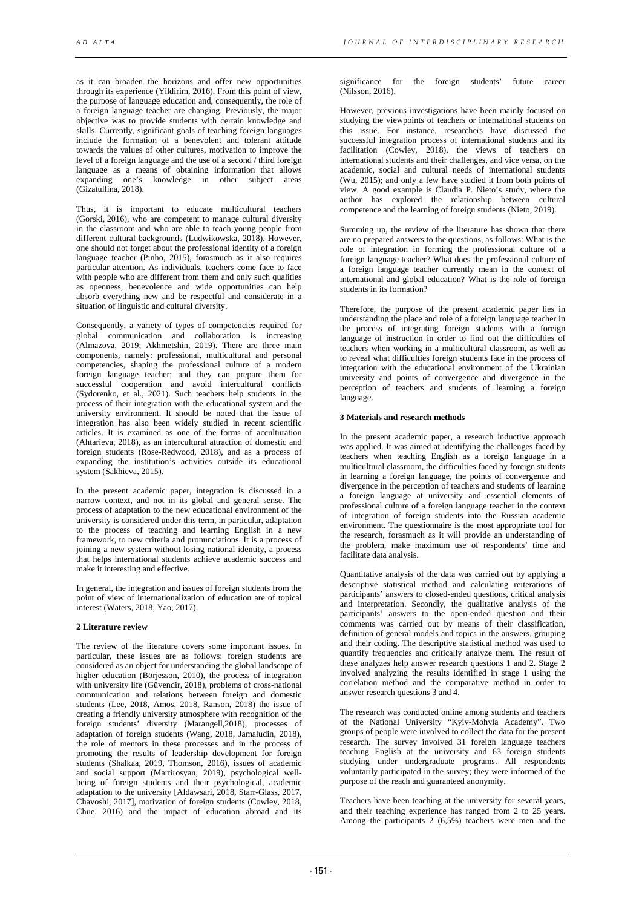as it can broaden the horizons and offer new opportunities through its experience (Yildirim, 2016). From this point of view, the purpose of language education and, consequently, the role of a foreign language teacher are changing. Previously, the major objective was to provide students with certain knowledge and skills. Currently, significant goals of teaching foreign languages include the formation of a benevolent and tolerant attitude towards the values of other cultures, motivation to improve the level of a foreign language and the use of a second / third foreign language as a means of obtaining information that allows expanding one's knowledge in other subject areas (Gizatullina, 2018).

Thus, it is important to educate multicultural teachers (Gorski, 2016), who are competent to manage cultural diversity in the classroom and who are able to teach young people from different cultural backgrounds (Ludwikowska, 2018). However, one should not forget about the professional identity of a foreign language teacher (Pinho, 2015), forasmuch as it also requires particular attention. As individuals, teachers come face to face with people who are different from them and only such qualities as openness, benevolence and wide opportunities can help absorb everything new and be respectful and considerate in a situation of linguistic and cultural diversity.

Consequently, a variety of types of competencies required for global communication and collaboration is increasing (Almazova, 2019; Akhmetshin, 2019). There are three main components, namely: professional, multicultural and personal competencies, shaping the professional culture of a modern foreign language teacher; and they can prepare them for successful cooperation and avoid intercultural conflicts (Sydorenko, et al., 2021). Such teachers help students in the process of their integration with the educational system and the university environment. It should be noted that the issue of integration has also been widely studied in recent scientific articles. It is examined as one of the forms of acculturation (Ahtarieva, 2018), as an intercultural attraction of domestic and foreign students (Rose-Redwood, 2018), and as a process of expanding the institution's activities outside its educational system (Sakhieva, 2015).

In the present academic paper, integration is discussed in a narrow context, and not in its global and general sense. The process of adaptation to the new educational environment of the university is considered under this term, in particular, adaptation to the process of teaching and learning English in a new framework, to new criteria and pronunciations. It is a process of joining a new system without losing national identity, a process that helps international students achieve academic success and make it interesting and effective.

In general, the integration and issues of foreign students from the point of view of internationalization of education are of topical interest (Waters, 2018, Yao, 2017).

## 2 Literature review

The review of the literature covers some important issues. In particular, these issues are as follows: foreign students are considered as an object for understanding the global landscape of higher education (Börjesson, 2010), the process of integration with university life (Güvendir, 2018), problems of cross-national communication and relations between foreign and domestic students (Lee, 2018, Amos, 2018, Ranson, 2018) the issue of creating a friendly university atmosphere with recognition of the foreign students' diversity (Marangell,2018), processes of adaptation of foreign students (Wang, 2018, Jamaludin, 2018), the role of mentors in these processes and in the process of promoting the results of leadership development for foreign students (Shalkaa, 2019, Thomson, 2016), issues of academic and social support (Martirosyan, 2019), psychological well-being of foreign students and their psychological, academic adaptation to the university [Aldawsari, 2018, Starr-Glass, 2017, Chavoshi, 2017], motivation of foreign students (Cowley, 2018, Chue, 2016) and the impact of education abroad and its significance for the foreign students' future career (Nilsson, 2016).

However, previous investigations have been mainly focused on studying the viewpoints of teachers or international students on this issue. For instance, researchers have discussed the successful integration process of international students and its facilitation (Cowley, 2018), the views of teachers on international students and their challenges, and vice versa, on the academic, social and cultural needs of international students (Wu, 2015); and only a few have studied it from both points of view. A good example is Claudia P. Nieto's study, where the author has explored the relationship between cultural competence and the learning of foreign students (Nieto, 2019).

Summing up, the review of the literature has shown that there are no prepared answers to the questions, as follows: What is the role of integration in forming the professional culture of a foreign language teacher? What does the professional culture of a foreign language teacher currently mean in the context of international and global education? What is the role of foreign students in its formation?

Therefore, the purpose of the present academic paper lies in understanding the place and role of a foreign language teacher in the process of integrating foreign students with a foreign language of instruction in order to find out the difficulties of teachers when working in a multicultural classroom, as well as to reveal what difficulties foreign students face in the process of integration with the educational environment of the Ukrainian university and points of convergence and divergence in the perception of teachers and students of learning a foreign language.

## 3 Materials and research methods

In the present academic paper, a research inductive approach was applied. It was aimed at identifying the challenges faced by teachers when teaching English as a foreign language in a multicultural classroom, the difficulties faced by foreign students in learning a foreign language, the points of convergence and divergence in the perception of teachers and students of learning a foreign language at university and essential elements of professional culture of a foreign language teacher in the context of integration of foreign students into the Russian academic environment. The questionnaire is the most appropriate tool for the research, forasmuch as it will provide an understanding of the problem, make maximum use of respondents' time and facilitate data analysis.

Quantitative analysis of the data was carried out by applying a descriptive statistical method and calculating reiterations of participants' answers to closed-ended questions, critical analysis and interpretation. Secondly, the qualitative analysis of the participants' answers to the open-ended question and their comments was carried out by means of their classification, definition of general models and topics in the answers, grouping and their coding. The descriptive statistical method was used to quantify frequencies and critically analyze them. The result of these analyzes help answer research questions 1 and 2. Stage 2 involved analyzing the results identified in stage 1 using the correlation method and the comparative method in order to answer research questions 3 and 4.

The research was conducted online among students and teachers of the National University "Kyiv-Mohyla Academy". Two groups of people were involved to collect the data for the present research. The survey involved 31 foreign language teachers teaching English at the university and 63 foreign students studying under undergraduate programs. All respondents voluntarily participated in the survey; they were informed of the purpose of the reach and guaranteed anonymity.

Teachers have been teaching at the university for several years, and their teaching experience has ranged from 2 to 25 years. Among the participants 2 (6,5%) teachers were men and the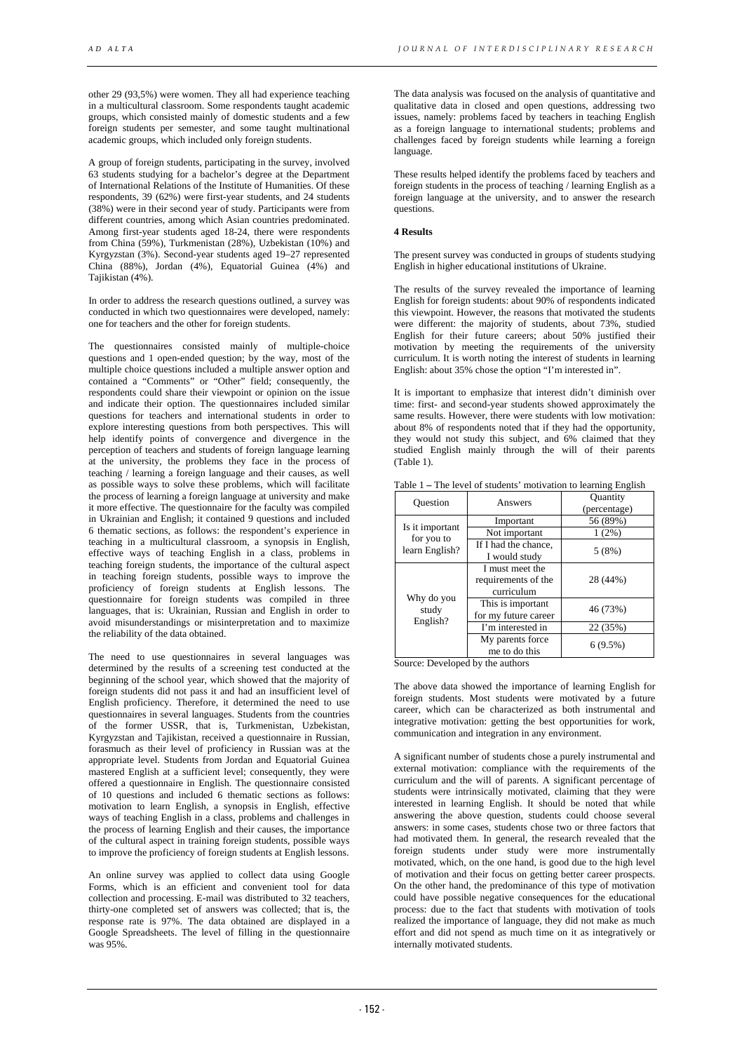other 29 (93,5%) were women. They all had experience teaching in a multicultural classroom. Some respondents taught academic groups, which consisted mainly of domestic students and a few foreign students per semester, and some taught multinational academic groups, which included only foreign students.

A group of foreign students, participating in the survey, involved 63 students studying for a bachelor's degree at the Department of International Relations of the Institute of Humanities. Of these respondents, 39 (62%) were first-year students, and 24 students (38%) were in their second year of study. Participants were from different countries, among which Asian countries predominated. Among first-year students aged 18-24, there were respondents from China (59%), Turkmenistan (28%), Uzbekistan (10%) and Kyrgyzstan (3%). Second-year students aged 19–27 represented China (88%), Jordan (4%), Equatorial Guinea (4%) and Tajikistan (4%).

In order to address the research questions outlined, a survey was conducted in which two questionnaires were developed, namely: one for teachers and the other for foreign students.

The questionnaires consisted mainly of multiple-choice questions and 1 open-ended question; by the way, most of the multiple choice questions included a multiple answer option and contained a "Comments" or "Other" field; consequently, the respondents could share their viewpoint or opinion on the issue and indicate their option. The questionnaires included similar questions for teachers and international students in order to explore interesting questions from both perspectives. This will help identify points of convergence and divergence in the perception of teachers and students of foreign language learning at the university, the problems they face in the process of teaching / learning a foreign language and their causes, as well as possible ways to solve these problems, which will facilitate the process of learning a foreign language at university and make it more effective. The questionnaire for the faculty was compiled in Ukrainian and English; it contained 9 questions and included 6 thematic sections, as follows: the respondent's experience in teaching in a multicultural classroom, a synopsis in English, effective ways of teaching English in a class, problems in teaching foreign students, the importance of the cultural aspect in teaching foreign students, possible ways to improve the proficiency of foreign students at English lessons. The questionnaire for foreign students was compiled in three languages, that is: Ukrainian, Russian and English in order to avoid misunderstandings or misinterpretation and to maximize the reliability of the data obtained.

The need to use questionnaires in several languages was determined by the results of a screening test conducted at the beginning of the school year, which showed that the majority of foreign students did not pass it and had an insufficient level of English proficiency. Therefore, it determined the need to use questionnaires in several languages. Students from the countries of the former USSR, that is, Turkmenistan, Uzbekistan, Kyrgyzstan and Tajikistan, received a questionnaire in Russian, forasmuch as their level of proficiency in Russian was at the appropriate level. Students from Jordan and Equatorial Guinea mastered English at a sufficient level; consequently, they were offered a questionnaire in English. The questionnaire consisted of 10 questions and included 6 thematic sections as follows: motivation to learn English, a synopsis in English, effective ways of teaching English in a class, problems and challenges in the process of learning English and their causes, the importance of the cultural aspect in training foreign students, possible ways to improve the proficiency of foreign students at English lessons.

An online survey was applied to collect data using Google Forms, which is an efficient and convenient tool for data collection and processing. E-mail was distributed to 32 teachers, thirty-one completed set of answers was collected; that is, the response rate is 97%. The data obtained are displayed in a Google Spreadsheets. The level of filling in the questionnaire was 95%.

The data analysis was focused on the analysis of quantitative and qualitative data in closed and open questions, addressing two issues, namely: problems faced by teachers in teaching English as a foreign language to international students; problems and challenges faced by foreign students while learning a foreign language.

These results helped identify the problems faced by teachers and foreign students in the process of teaching / learning English as a foreign language at the university, and to answer the research questions.

**4 Results**

The present survey was conducted in groups of students studying English in higher educational institutions of Ukraine.

The results of the survey revealed the importance of learning English for foreign students: about 90% of respondents indicated this viewpoint. However, the reasons that motivated the students were different: the majority of students, about 73%, studied English for their future careers; about 50% justified their motivation by meeting the requirements of the university curriculum. It is worth noting the interest of students in learning English: about 35% chose the option "I'm interested in".

It is important to emphasize that interest didn't diminish over time: first- and second-year students showed approximately the same results. However, there were students with low motivation: about 8% of respondents noted that if they had the opportunity, they would not study this subject, and 6% claimed that they studied English mainly through the will of their parents (Table 1).

Table 1 – The level of students' motivation to learning English

| Question | Answers | Quantity (percentage) |
|---|---|---|
| Is it important for you to learn English? | Important | 56 (89%) |
| | Not important | 1 (2%) |
| | If I had the chance, I would study | 5 (8%) |
| Why do you study English? | I must meet the requirements of the curriculum | 28 (44%) |
| | This is important for my future career | 46 (73%) |
| | I'm interested in | 22 (35%) |
| | My parents force me to do this | 6 (9.5%) |

Source: Developed by the authors

The above data showed the importance of learning English for foreign students. Most students were motivated by a future career, which can be characterized as both instrumental and integrative motivation: getting the best opportunities for work, communication and integration in any environment.

A significant number of students chose a purely instrumental and external motivation: compliance with the requirements of the curriculum and the will of parents. A significant percentage of students were intrinsically motivated, claiming that they were interested in learning English. It should be noted that while answering the above question, students could choose several answers: in some cases, students chose two or three factors that had motivated them. In general, the research revealed that the foreign students under study were more instrumentally motivated, which, on the one hand, is good due to the high level of motivation and their focus on getting better career prospects. On the other hand, the predominance of this type of motivation could have possible negative consequences for the educational process: due to the fact that students with motivation of tools realized the importance of language, they did not make as much effort and did not spend as much time on it as integratively or internally motivated students.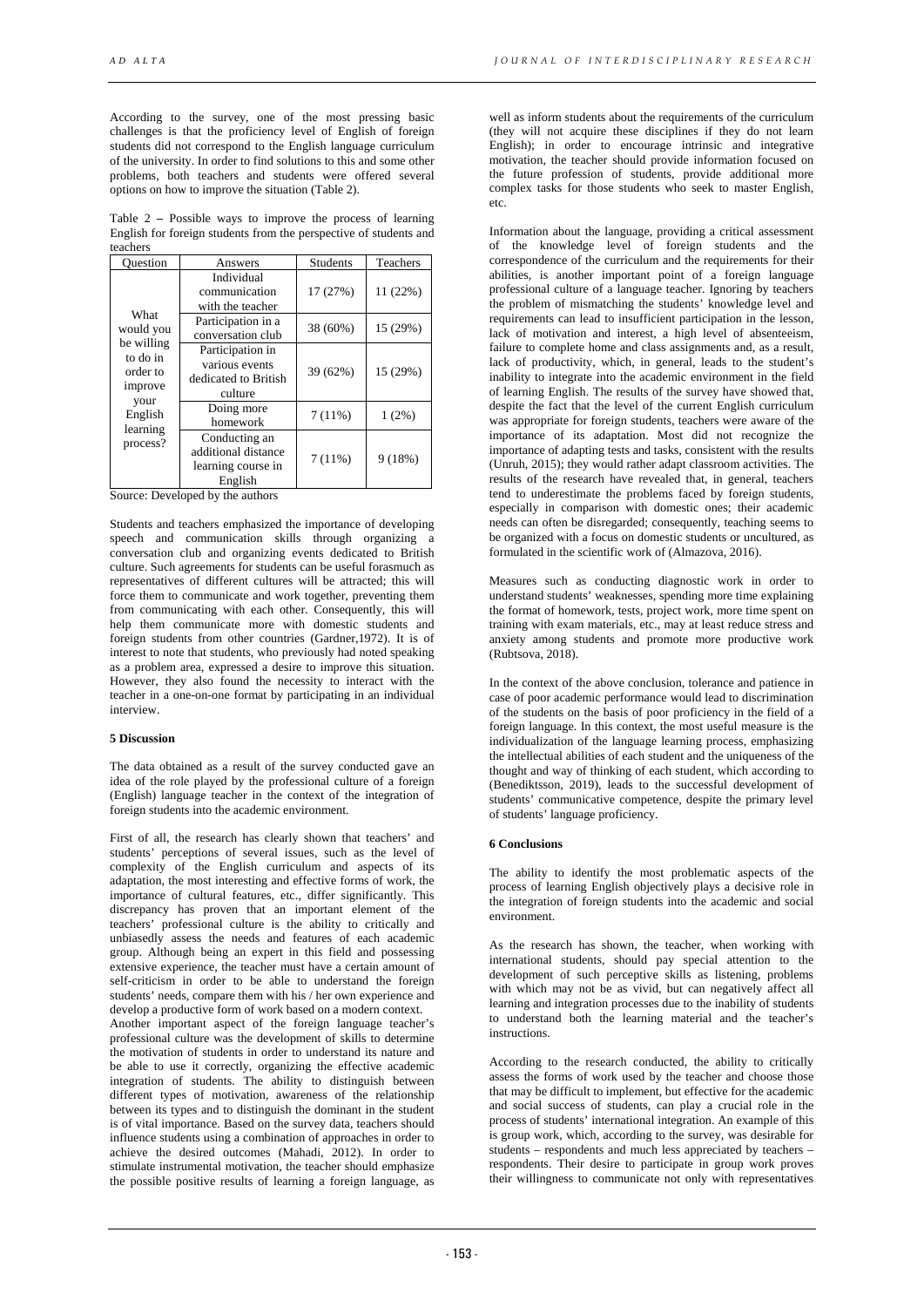According to the survey, one of the most pressing basic challenges is that the proficiency level of English of foreign students did not correspond to the English language curriculum of the university. In order to find solutions to this and some other problems, both teachers and students were offered several options on how to improve the situation (Table 2).

Table 2 – Possible ways to improve the process of learning English for foreign students from the perspective of students and teachers

| Question | Answers | Students | Teachers |
|---|---|---|---|
| What would you be willing to do in order to improve your English learning process? | Individual communication with the teacher | 17 (27%) | 11 (22%) |
| | Participation in a conversation club | 38 (60%) | 15 (29%) |
| | Participation in various events dedicated to British culture | 39 (62%) | 15 (29%) |
| | Doing more homework | 7 (11%) | 1 (2%) |
| | Conducting an additional distance learning course in English | 7 (11%) | 9 (18%) |

Source: Developed by the authors

Students and teachers emphasized the importance of developing speech and communication skills through organizing a conversation club and organizing events dedicated to British culture. Such agreements for students can be useful forasmuch as representatives of different cultures will be attracted; this will force them to communicate and work together, preventing them from communicating with each other. Consequently, this will help them communicate more with domestic students and foreign students from other countries (Gardner,1972). It is of interest to note that students, who previously had noted speaking as a problem area, expressed a desire to improve this situation. However, they also found the necessity to interact with the teacher in a one-on-one format by participating in an individual interview.

**5 Discussion**

The data obtained as a result of the survey conducted gave an idea of the role played by the professional culture of a foreign (English) language teacher in the context of the integration of foreign students into the academic environment.

First of all, the research has clearly shown that teachers' and students' perceptions of several issues, such as the level of complexity of the English curriculum and aspects of its adaptation, the most interesting and effective forms of work, the importance of cultural features, etc., differ significantly. This discrepancy has proven that an important element of the teachers' professional culture is the ability to critically and unbiasedly assess the needs and features of each academic group. Although being an expert in this field and possessing extensive experience, the teacher must have a certain amount of self-criticism in order to be able to understand the foreign students' needs, compare them with his / her own experience and develop a productive form of work based on a modern context.
Another important aspect of the foreign language teacher's professional culture was the development of skills to determine the motivation of students in order to understand its nature and be able to use it correctly, organizing the effective academic integration of students. The ability to distinguish between different types of motivation, awareness of the relationship between its types and to distinguish the dominant in the student is of vital importance. Based on the survey data, teachers should influence students using a combination of approaches in order to achieve the desired outcomes (Mahadi, 2012). In order to stimulate instrumental motivation, the teacher should emphasize the possible positive results of learning a foreign language, as well as inform students about the requirements of the curriculum (they will not acquire these disciplines if they do not learn English); in order to encourage intrinsic and integrative motivation, the teacher should provide information focused on the future profession of students, provide additional more complex tasks for those students who seek to master English, etc.

Information about the language, providing a critical assessment of the knowledge level of foreign students and the correspondence of the curriculum and the requirements for their abilities, is another important point of a foreign language professional culture of a language teacher. Ignoring by teachers the problem of mismatching the students' knowledge level and requirements can lead to insufficient participation in the lesson, lack of motivation and interest, a high level of absenteeism, failure to complete home and class assignments and, as a result, lack of productivity, which, in general, leads to the student's inability to integrate into the academic environment in the field of learning English. The results of the survey have showed that, despite the fact that the level of the current English curriculum was appropriate for foreign students, teachers were aware of the importance of its adaptation. Most did not recognize the importance of adapting tests and tasks, consistent with the results (Unruh, 2015); they would rather adapt classroom activities. The results of the research have revealed that, in general, teachers tend to underestimate the problems faced by foreign students, especially in comparison with domestic ones; their academic needs can often be disregarded; consequently, teaching seems to be organized with a focus on domestic students or uncultured, as formulated in the scientific work of (Almazova, 2016).

Measures such as conducting diagnostic work in order to understand students' weaknesses, spending more time explaining the format of homework, tests, project work, more time spent on training with exam materials, etc., may at least reduce stress and anxiety among students and promote more productive work (Rubtsova, 2018).

In the context of the above conclusion, tolerance and patience in case of poor academic performance would lead to discrimination of the students on the basis of poor proficiency in the field of a foreign language. In this context, the most useful measure is the individualization of the language learning process, emphasizing the intellectual abilities of each student and the uniqueness of the thought and way of thinking of each student, which according to (Benediktsson, 2019), leads to the successful development of students' communicative competence, despite the primary level of students' language proficiency.

**6 Conclusions**

The ability to identify the most problematic aspects of the process of learning English objectively plays a decisive role in the integration of foreign students into the academic and social environment.

As the research has shown, the teacher, when working with international students, should pay special attention to the development of such perceptive skills as listening, problems with which may not be as vivid, but can negatively affect all learning and integration processes due to the inability of students to understand both the learning material and the teacher's instructions.

According to the research conducted, the ability to critically assess the forms of work used by the teacher and choose those that may be difficult to implement, but effective for the academic and social success of students, can play a crucial role in the process of students' international integration. An example of this is group work, which, according to the survey, was desirable for students – respondents and much less appreciated by teachers – respondents. Their desire to participate in group work proves their willingness to communicate not only with representatives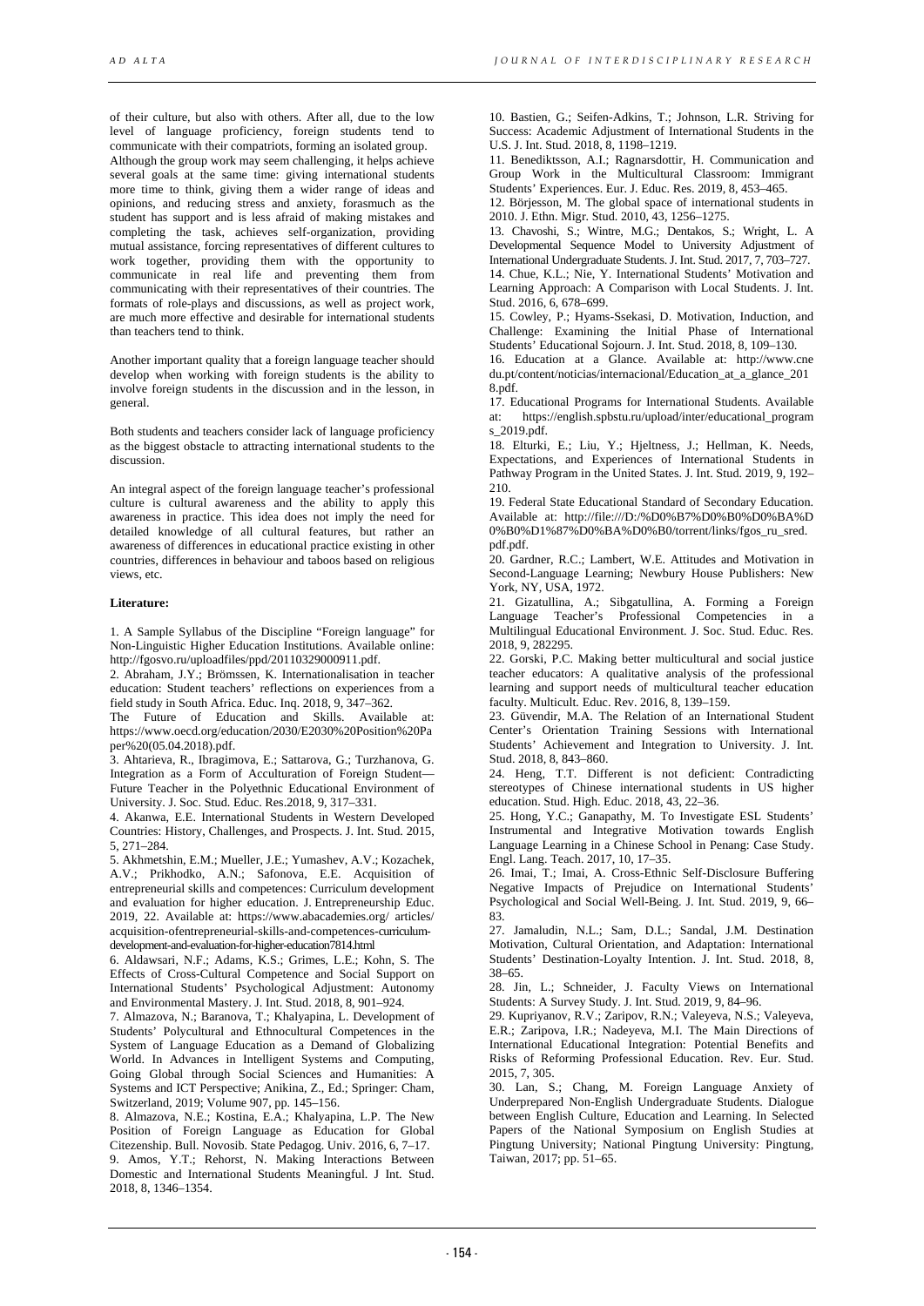of their culture, but also with others. After all, due to the low level of language proficiency, foreign students tend to communicate with their compatriots, forming an isolated group. Although the group work may seem challenging, it helps achieve several goals at the same time: giving international students more time to think, giving them a wider range of ideas and opinions, and reducing stress and anxiety, forasmuch as the student has support and is less afraid of making mistakes and completing the task, achieves self-organization, providing mutual assistance, forcing representatives of different cultures to work together, providing them with the opportunity to communicate in real life and preventing them from communicating with their representatives of their countries. The formats of role-plays and discussions, as well as project work, are much more effective and desirable for international students than teachers tend to think.

Another important quality that a foreign language teacher should develop when working with foreign students is the ability to involve foreign students in the discussion and in the lesson, in general.

Both students and teachers consider lack of language proficiency as the biggest obstacle to attracting international students to the discussion.

An integral aspect of the foreign language teacher's professional culture is cultural awareness and the ability to apply this awareness in practice. This idea does not imply the need for detailed knowledge of all cultural features, but rather an awareness of differences in educational practice existing in other countries, differences in behaviour and taboos based on religious views, etc.

**Literature:**

1. A Sample Syllabus of the Discipline "Foreign language" for Non-Linguistic Higher Education Institutions. Available online: http://fgosvo.ru/uploadfiles/ppd/20110329000911.pdf.
2. Abraham, J.Y.; Brömssen, K. Internationalisation in teacher education: Student teachers' reflections on experiences from a field study in South Africa. Educ. Inq. 2018, 9, 347–362.
The Future of Education and Skills. Available at: https://www.oecd.org/education/2030/E2030%20Position%20Paper%20(05.04.2018).pdf.
3. Ahtarieva, R., Ibragimova, E.; Sattarova, G.; Turzhanova, G. Integration as a Form of Acculturation of Foreign Student—Future Teacher in the Polyethnic Educational Environment of University. J. Soc. Stud. Educ. Res.2018, 9, 317–331.
4. Akanwa, E.E. International Students in Western Developed Countries: History, Challenges, and Prospects. J. Int. Stud. 2015, 5, 271–284.
5. Akhmetshin, E.M.; Mueller, J.E.; Yumashev, A.V.; Kozachek, A.V.; Prikhodko, A.N.; Safonova, E.E. Acquisition of entrepreneurial skills and competences: Curriculum development and evaluation for higher education. J. Entrepreneurship Educ. 2019, 22. Available at: https://www.abacademies.org/ articles/ acquisition-ofentrepreneurial-skills-and-competences-curriculum-development-and-evaluation-for-higher-education7814.html
6. Aldawsari, N.F.; Adams, K.S.; Grimes, L.E.; Kohn, S. The Effects of Cross-Cultural Competence and Social Support on International Students' Psychological Adjustment: Autonomy and Environmental Mastery. J. Int. Stud. 2018, 8, 901–924.
7. Almazova, N.; Baranova, T.; Khalyapina, L. Development of Students' Polycultural and Ethnocultural Competences in the System of Language Education as a Demand of Globalizing World. In Advances in Intelligent Systems and Computing, Going Global through Social Sciences and Humanities: A Systems and ICT Perspective; Anikina, Z., Ed.; Springer: Cham, Switzerland, 2019; Volume 907, pp. 145–156.
8. Almazova, N.E.; Kostina, E.A.; Khalyapina, L.P. The New Position of Foreign Language as Education for Global Citezenship. Bull. Novosib. State Pedagog. Univ. 2016, 6, 7–17.
9. Amos, Y.T.; Rehorst, N. Making Interactions Between Domestic and International Students Meaningful. J Int. Stud. 2018, 8, 1346–1354.
10. Bastien, G.; Seifen-Adkins, T.; Johnson, L.R. Striving for Success: Academic Adjustment of International Students in the U.S. J. Int. Stud. 2018, 8, 1198–1219.
11. Benediktsson, A.I.; Ragnarsdottir, H. Communication and Group Work in the Multicultural Classroom: Immigrant Students' Experiences. Eur. J. Educ. Res. 2019, 8, 453–465.
12. Börjesson, M. The global space of international students in 2010. J. Ethn. Migr. Stud. 2010, 43, 1256–1275.
13. Chavoshi, S.; Wintre, M.G.; Dentakos, S.; Wright, L. A Developmental Sequence Model to University Adjustment of International Undergraduate Students. J. Int. Stud. 2017, 7, 703–727.
14. Chue, K.L.; Nie, Y. International Students' Motivation and Learning Approach: A Comparison with Local Students. J. Int. Stud. 2016, 6, 678–699.
15. Cowley, P.; Hyams-Ssekasi, D. Motivation, Induction, and Challenge: Examining the Initial Phase of International Students' Educational Sojourn. J. Int. Stud. 2018, 8, 109–130.
16. Education at a Glance. Available at: http://www.cnedu.pt/content/noticias/internacional/Education_at_a_glance_2018.pdf.
17. Educational Programs for International Students. Available at: https://english.spbstu.ru/upload/inter/educational_programs_2019.pdf.
18. Elturki, E.; Liu, Y.; Hjeltness, J.; Hellman, K. Needs, Expectations, and Experiences of International Students in Pathway Program in the United States. J. Int. Stud. 2019, 9, 192–210.
19. Federal State Educational Standard of Secondary Education. Available at: http://file:///D:/%D0%B7%D0%B0%D0%BA%D0%B0%D1%87%D0%BA%D0%B0/torrent/links/fgos_ru_sred.pdf.pdf.
20. Gardner, R.C.; Lambert, W.E. Attitudes and Motivation in Second-Language Learning; Newbury House Publishers: New York, NY, USA, 1972.
21. Gizatullina, A.; Sibgatullina, A. Forming a Foreign Language Teacher's Professional Competencies in a Multilingual Educational Environment. J. Soc. Stud. Educ. Res. 2018, 9, 282295.
22. Gorski, P.C. Making better multicultural and social justice teacher educators: A qualitative analysis of the professional learning and support needs of multicultural teacher education faculty. Multicult. Educ. Rev. 2016, 8, 139–159.
23. Güvendir, M.A. The Relation of an International Student Center's Orientation Training Sessions with International Students' Achievement and Integration to University. J. Int. Stud. 2018, 8, 843–860.
24. Heng, T.T. Different is not deficient: Contradicting stereotypes of Chinese international students in US higher education. Stud. High. Educ. 2018, 43, 22–36.
25. Hong, Y.C.; Ganapathy, M. To Investigate ESL Students' Instrumental and Integrative Motivation towards English Language Learning in a Chinese School in Penang: Case Study. Engl. Lang. Teach. 2017, 10, 17–35.
26. Imai, T.; Imai, A. Cross-Ethnic Self-Disclosure Buffering Negative Impacts of Prejudice on International Students' Psychological and Social Well-Being. J. Int. Stud. 2019, 9, 66–83.
27. Jamaludin, N.L.; Sam, D.L.; Sandal, J.M. Destination Motivation, Cultural Orientation, and Adaptation: International Students' Destination-Loyalty Intention. J. Int. Stud. 2018, 8, 38–65.
28. Jin, L.; Schneider, J. Faculty Views on International Students: A Survey Study. J. Int. Stud. 2019, 9, 84–96.
29. Kupriyanov, R.V.; Zaripov, R.N.; Valeyeva, N.S.; Valeyeva, E.R.; Zaripova, I.R.; Nadeyeva, M.I. The Main Directions of International Educational Integration: Potential Benefits and Risks of Reforming Professional Education. Rev. Eur. Stud. 2015, 7, 305.
30. Lan, S.; Chang, M. Foreign Language Anxiety of Underprepared Non-English Undergraduate Students. Dialogue between English Culture, Education and Learning. In Selected Papers of the National Symposium on English Studies at Pingtung University; National Pingtung University: Pingtung, Taiwan, 2017; pp. 51–65.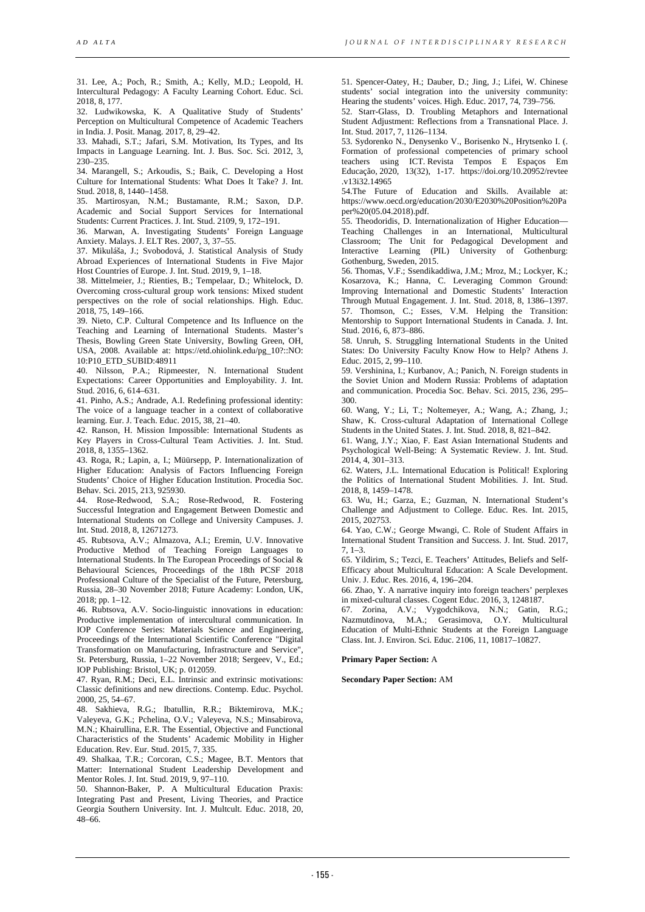31. Lee, A.; Poch, R.; Smith, A.; Kelly, M.D.; Leopold, H. Intercultural Pedagogy: A Faculty Learning Cohort. Educ. Sci. 2018, 8, 177.

32. Ludwikowska, K. A Qualitative Study of Students' Perception on Multicultural Competence of Academic Teachers in India. J. Posit. Manag. 2017, 8, 29–42.

33. Mahadi, S.T.; Jafari, S.M. Motivation, Its Types, and Its Impacts in Language Learning. Int. J. Bus. Soc. Sci. 2012, 3, 230–235.

34. Marangell, S.; Arkoudis, S.; Baik, C. Developing a Host Culture for International Students: What Does It Take? J. Int. Stud. 2018, 8, 1440–1458.

35. Martirosyan, N.M.; Bustamante, R.M.; Saxon, D.P. Academic and Social Support Services for International Students: Current Practices. J. Int. Stud. 2109, 9, 172–191.

36. Marwan, A. Investigating Students' Foreign Language Anxiety. Malays. J. ELT Res. 2007, 3, 37–55.

37. Mikuláša, J.; Svobodová, J. Statistical Analysis of Study Abroad Experiences of International Students in Five Major Host Countries of Europe. J. Int. Stud. 2019, 9, 1–18.

38. Mittelmeier, J.; Rienties, B.; Tempelaar, D.; Whitelock, D. Overcoming cross-cultural group work tensions: Mixed student perspectives on the role of social relationships. High. Educ. 2018, 75, 149–166.

39. Nieto, C.P. Cultural Competence and Its Influence on the Teaching and Learning of International Students. Master's Thesis, Bowling Green State University, Bowling Green, OH, USA, 2008. Available at: https://etd.ohiolink.edu/pg_10?::NO:10:P10_ETD_SUBID:48911

40. Nilsson, P.A.; Ripmeester, N. International Student Expectations: Career Opportunities and Employability. J. Int. Stud. 2016, 6, 614–631.

41. Pinho, A.S.; Andrade, A.I. Redefining professional identity: The voice of a language teacher in a context of collaborative learning. Eur. J. Teach. Educ. 2015, 38, 21–40.

42. Ranson, H. Mission Impossible: International Students as Key Players in Cross-Cultural Team Activities. J. Int. Stud. 2018, 8, 1355–1362.

43. Roga, R.; Lapin, a, I.; Müürsepp, P. Internationalization of Higher Education: Analysis of Factors Influencing Foreign Students' Choice of Higher Education Institution. Procedia Soc. Behav. Sci. 2015, 213, 925930.

44. Rose-Redwood, S.A.; Rose-Redwood, R. Fostering Successful Integration and Engagement Between Domestic and International Students on College and University Campuses. J. Int. Stud. 2018, 8, 12671273.

45. Rubtsova, A.V.; Almazova, A.I.; Eremin, U.V. Innovative Productive Method of Teaching Foreign Languages to International Students. In The European Proceedings of Social & Behavioural Sciences, Proceedings of the 18th PCSF 2018 Professional Culture of the Specialist of the Future, Petersburg, Russia, 28–30 November 2018; Future Academy: London, UK, 2018; pp. 1–12.

46. Rubtsova, A.V. Socio-linguistic innovations in education: Productive implementation of intercultural communication. In IOP Conference Series: Materials Science and Engineering, Proceedings of the International Scientific Conference "Digital Transformation on Manufacturing, Infrastructure and Service", St. Petersburg, Russia, 1–22 November 2018; Sergeev, V., Ed.; IOP Publishing: Bristol, UK; p. 012059.

47. Ryan, R.M.; Deci, E.L. Intrinsic and extrinsic motivations: Classic definitions and new directions. Contemp. Educ. Psychol. 2000, 25, 54–67.

48. Sakhieva, R.G.; Ibatullin, R.R.; Biktemirova, M.K.; Valeyeva, G.K.; Pchelina, O.V.; Valeyeva, N.S.; Minsabirova, M.N.; Khairullina, E.R. The Essential, Objective and Functional Characteristics of the Students' Academic Mobility in Higher Education. Rev. Eur. Stud. 2015, 7, 335.

49. Shalkaa, T.R.; Corcoran, C.S.; Magee, B.T. Mentors that Matter: International Student Leadership Development and Mentor Roles. J. Int. Stud. 2019, 9, 97–110.

50. Shannon-Baker, P. A Multicultural Education Praxis: Integrating Past and Present, Living Theories, and Practice Georgia Southern University. Int. J. Multcult. Educ. 2018, 20, 48–66.

51. Spencer-Oatey, H.; Dauber, D.; Jing, J.; Lifei, W. Chinese students' social integration into the university community: Hearing the students' voices. High. Educ. 2017, 74, 739–756.

52. Starr-Glass, D. Troubling Metaphors and International Student Adjustment: Reflections from a Transnational Place. J. Int. Stud. 2017, 7, 1126–1134.

53. Sydorenko N., Denysenko V., Borisenko N., Hrytsenko I. (. Formation of professional competencies of primary school teachers using ICT. Revista Tempos E Espaços Em Educação, 2020, 13(32), 1-17. https://doi.org/10.20952/revtee.v13i32.14965

54.The Future of Education and Skills. Available at: https://www.oecd.org/education/2030/E2030%20Position%20Paper%20(05.04.2018).pdf.

55. Theodoridis, D. Internationalization of Higher Education—Teaching Challenges in an International, Multicultural Classroom; The Unit for Pedagogical Development and Interactive Learning (PIL) University of Gothenburg: Gothenburg, Sweden, 2015.

56. Thomas, V.F.; Ssendikaddiwa, J.M.; Mroz, M.; Lockyer, K.; Kosarzova, K.; Hanna, C. Leveraging Common Ground: Improving International and Domestic Students' Interaction Through Mutual Engagement. J. Int. Stud. 2018, 8, 1386–1397.

57. Thomson, C.; Esses, V.M. Helping the Transition: Mentorship to Support International Students in Canada. J. Int. Stud. 2016, 6, 873–886.

58. Unruh, S. Struggling International Students in the United States: Do University Faculty Know How to Help? Athens J. Educ. 2015, 2, 99–110.

59. Vershinina, I.; Kurbanov, A.; Panich, N. Foreign students in the Soviet Union and Modern Russia: Problems of adaptation and communication. Procedia Soc. Behav. Sci. 2015, 236, 295–300.

60. Wang, Y.; Li, T.; Noltemeyer, A.; Wang, A.; Zhang, J.; Shaw, K. Cross-cultural Adaptation of International College Students in the United States. J. Int. Stud. 2018, 8, 821–842.

61. Wang, J.Y.; Xiao, F. East Asian International Students and Psychological Well-Being: A Systematic Review. J. Int. Stud. 2014, 4, 301–313.

62. Waters, J.L. International Education is Political! Exploring the Politics of International Student Mobilities. J. Int. Stud. 2018, 8, 1459–1478.

63. Wu, H.; Garza, E.; Guzman, N. International Student's Challenge and Adjustment to College. Educ. Res. Int. 2015, 2015, 202753.

64. Yao, C.W.; George Mwangi, C. Role of Student Affairs in International Student Transition and Success. J. Int. Stud. 2017, 7, 1–3.

65. Yildirim, S.; Tezci, E. Teachers' Attitudes, Beliefs and Self-Efficacy about Multicultural Education: A Scale Development. Univ. J. Educ. Res. 2016, 4, 196–204.

66. Zhao, Y. A narrative inquiry into foreign teachers' perplexes in mixed-cultural classes. Cogent Educ. 2016, 3, 1248187.

67. Zorina, A.V.; Vygodchikova, N.N.; Gatin, R.G.; Nazmutdinova, M.A.; Gerasimova, O.Y. Multicultural Education of Multi-Ethnic Students at the Foreign Language Class. Int. J. Environ. Sci. Educ. 2106, 11, 10817–10827.

**Primary Paper Section:** A

**Secondary Paper Section:** AM